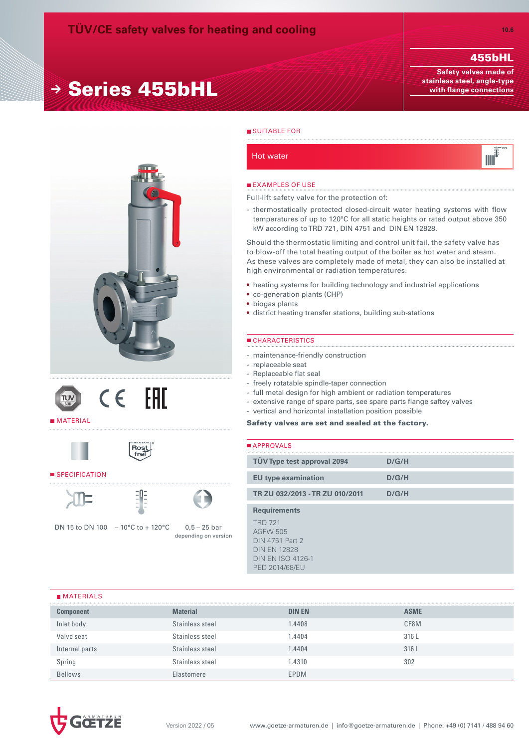# TÜV/CE safety valves for heating and cooling

## Series 455bHL

**455bHL**

**Safety valves made of stainless steel, angle-type with flange connections**

### SUITABLE FOR

Hot water

### EXAMPLES OF USE

Full-lift safety valve for the protection of:

- thermostatically protected closed-circuit water heating systems with flow temperatures of up to 120°C for all static heights or rated output above 350 kW according to TRD 721, DIN 4751 and DIN EN 12828.

Should the thermostatic limiting and control unit fail, the safety valve has to blow-off the total heating output of the boiler as hot water and steam. As these valves are completely made of metal, they can also be installed at high environmental or radiation temperatures.

- heating systems for building technology and industrial applications
- co-generation plants (CHP)
- biogas plants
- district heating transfer stations, building sub-stations

### CHARACTERISTICS

- maintenance-friendly construction
- replaceable seat
- Replaceable flat seal
- freely rotatable spindle-taper connection
- full metal design for high ambient or radiation temperatures
- extensive range of spare parts, see spare parts flange saftey valves
- vertical and horizontal installation position possible

**Safety valves are set and sealed at the factory.**

### MATERIAL

Rost frei

### SPECIFICATION

DN 15 to DN 100

– 10°C to + 120°C

0,5 – 25 bar
depending on version

### APPROVALS

| | |
|---|---|
| TÜV Type test approval 2094 | D/G/H |
| EU type examination | D/G/H |
| TR ZU 032/2013 - TR ZU 010/2011 | D/G/H |

**Requirements**

TRD 721
AGFW 505
DIN 4751 Part 2
DIN EN 12828
DIN EN ISO 4126-1
PED 2014/68/EU

### MATERIALS

| Component | Material | DIN EN | ASME |
|---|---|---|---|
| Inlet body | Stainless steel | 1.4408 | CF8M |
| Valve seat | Stainless steel | 1.4404 | 316 L |
| Internal parts | Stainless steel | 1.4404 | 316 L |
| Spring | Stainless steel | 1.4310 | 302 |
| Bellows | Elastomere | EPDM | |

Version 2022 / 05 www.goetze-armaturen.de | info@goetze-armaturen.de | Phone: +49 (0) 7141 / 488 94 60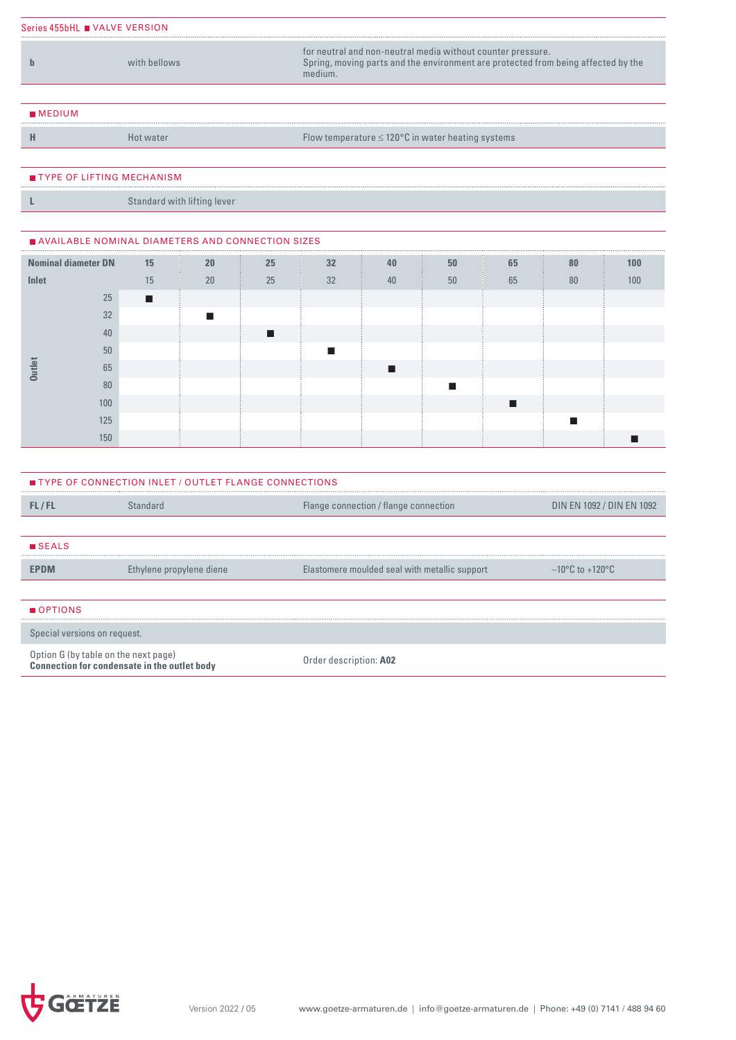Series 455bHL ■ VALVE VERSION

| | | |
|---|---|---|
| b | with bellows | for neutral and non-neutral media without counter pressure. Spring, moving parts and the environment are protected from being affected by the medium. |

■ MEDIUM

| | | |
|---|---|---|
| H | Hot water | Flow temperature ≤ 120°C in water heating systems |

■ TYPE OF LIFTING MECHANISM

| | |
|---|---|
| L | Standard with lifting lever |

■ AVAILABLE NOMINAL DIAMETERS AND CONNECTION SIZES

| Nominal diameter DN | | 15 | 20 | 25 | 32 | 40 | 50 | 65 | 80 | 100 |
|---|---|---|---|---|---|---|---|---|---|---|
| Inlet | | 15 | 20 | 25 | 32 | 40 | 50 | 65 | 80 | 100 |
| Outlet | 25 | ■ | | | | | | | | |
| | 32 | | ■ | | | | | | | |
| | 40 | | | ■ | | | | | | |
| | 50 | | | | ■ | | | | | |
| | 65 | | | | | ■ | | | | |
| | 80 | | | | | | ■ | | | |
| | 100 | | | | | | | ■ | | |
| | 125 | | | | | | | | ■ | |
| | 150 | | | | | | | | | ■ |

■ TYPE OF CONNECTION INLET / OUTLET FLANGE CONNECTIONS

| | | | |
|---|---|---|---|
| FL / FL | Standard | Flange connection / flange connection | DIN EN 1092 / DIN EN 1092 |

■ SEALS

| | | | |
|---|---|---|---|
| EPDM | Ethylene propylene diene | Elastomere moulded seal with metallic support | −10°C to +120°C |

■ OPTIONS

Special versions on request.

| | |
|---|---|
| Option G (by table on the next page) **Connection for condensate in the outlet body** | Order description: **A02** |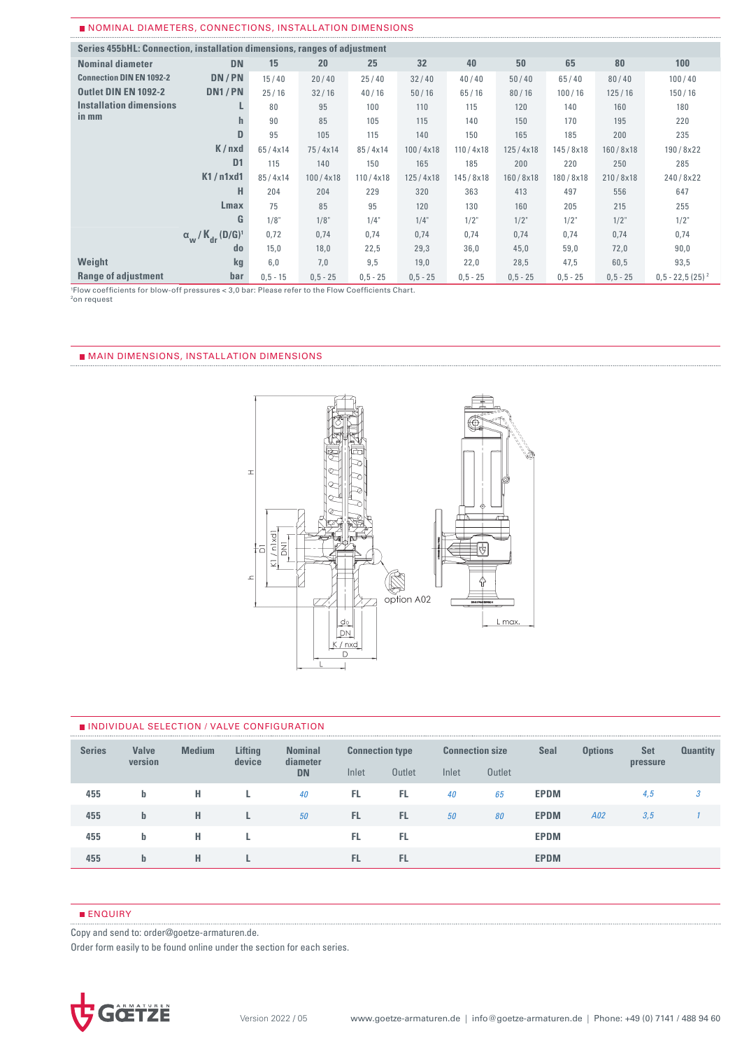## NOMINAL DIAMETERS, CONNECTIONS, INSTALLATION DIMENSIONS

| Series 455bHL: Connection, installation dimensions, ranges of adjustment | | | | | | | | | | | |
|---|---|---|---|---|---|---|---|---|---|---|---|
| **Nominal diameter** | **DN** | **15** | **20** | **25** | **32** | **40** | **50** | **65** | **80** | **100** |
| **Connection DIN EN 1092-2** | **DN / PN** | 15 / 40 | 20 / 40 | 25 / 40 | 32 / 40 | 40 / 40 | 50 / 40 | 65 / 40 | 80 / 40 | 100 / 40 |
| **Outlet DIN EN 1092-2** | **DN1 / PN** | 25 / 16 | 32 / 16 | 40 / 16 | 50 / 16 | 65 / 16 | 80 / 16 | 100 / 16 | 125 / 16 | 150 / 16 |
| **Installation dimensions in mm** | **L** | 80 | 95 | 100 | 110 | 115 | 120 | 140 | 160 | 180 |
| | **h** | 90 | 85 | 105 | 115 | 140 | 150 | 170 | 195 | 220 |
| | **D** | 95 | 105 | 115 | 140 | 150 | 165 | 185 | 200 | 235 |
| | **K / nxd** | 65 / 4x14 | 75 / 4x14 | 85 / 4x14 | 100 / 4x18 | 110 / 4x18 | 125 / 4x18 | 145 / 8x18 | 160 / 8x18 | 190 / 8x22 |
| | **D1** | 115 | 140 | 150 | 165 | 185 | 200 | 220 | 250 | 285 |
| | **K1 / n1xd1** | 85 / 4x14 | 100 / 4x18 | 110 / 4x18 | 125 / 4x18 | 145 / 8x18 | 160 / 8x18 | 180 / 8x18 | 210 / 8x18 | 240 / 8x22 |
| | **H** | 204 | 204 | 229 | 320 | 363 | 413 | 497 | 556 | 647 |
| | **Lmax** | 75 | 85 | 95 | 120 | 130 | 160 | 205 | 215 | 255 |
| | **G** | 1/8" | 1/8" | 1/4" | 1/4" | 1/2" | 1/2" | 1/2" | 1/2" | 1/2" |
| | **$\alpha_w$ / $K_{dr}$ (D/G)**[1] | 0,72 | 0,74 | 0,74 | 0,74 | 0,74 | 0,74 | 0,74 | 0,74 | 0,74 |
| | **do** | 15,0 | 18,0 | 22,5 | 29,3 | 36,0 | 45,0 | 59,0 | 72,0 | 90,0 |
| **Weight** | **kg** | 6,0 | 7,0 | 9,5 | 19,0 | 22,0 | 28,5 | 47,5 | 60,5 | 93,5 |
| **Range of adjustment** | **bar** | 0,5 - 15 | 0,5 - 25 | 0,5 - 25 | 0,5 - 25 | 0,5 - 25 | 0,5 - 25 | 0,5 - 25 | 0,5 - 25 | 0,5 - 22,5 (25)[2] |

[1]Flow coefficients for blow-off pressures < 3,0 bar: Please refer to the Flow Coefficients Chart.
[2]on request

## MAIN DIMENSIONS, INSTALLATION DIMENSIONS

option A02

## INDIVIDUAL SELECTION / VALVE CONFIGURATION

| Series | Valve version | Medium | Lifting device | Nominal diameter DN | Connection type Inlet | Connection type Outlet | Connection size Inlet | Connection size Outlet | Seal | Options | Set pressure | Quantity |
|---|---|---|---|---|---|---|---|---|---|---|---|---|
| 455 | b | H | L | *40* | FL | FL | *40* | *65* | EPDM | | *4,5* | *3* |
| 455 | b | H | L | *50* | FL | FL | *50* | *80* | EPDM | *A02* | *3,5* | *1* |
| 455 | b | H | L | | FL | FL | | | EPDM | | | |
| 455 | b | H | L | | FL | FL | | | EPDM | | | |

## ENQUIRY

Copy and send to: order@goetze-armaturen.de.

Order form easily to be found online under the section for each series.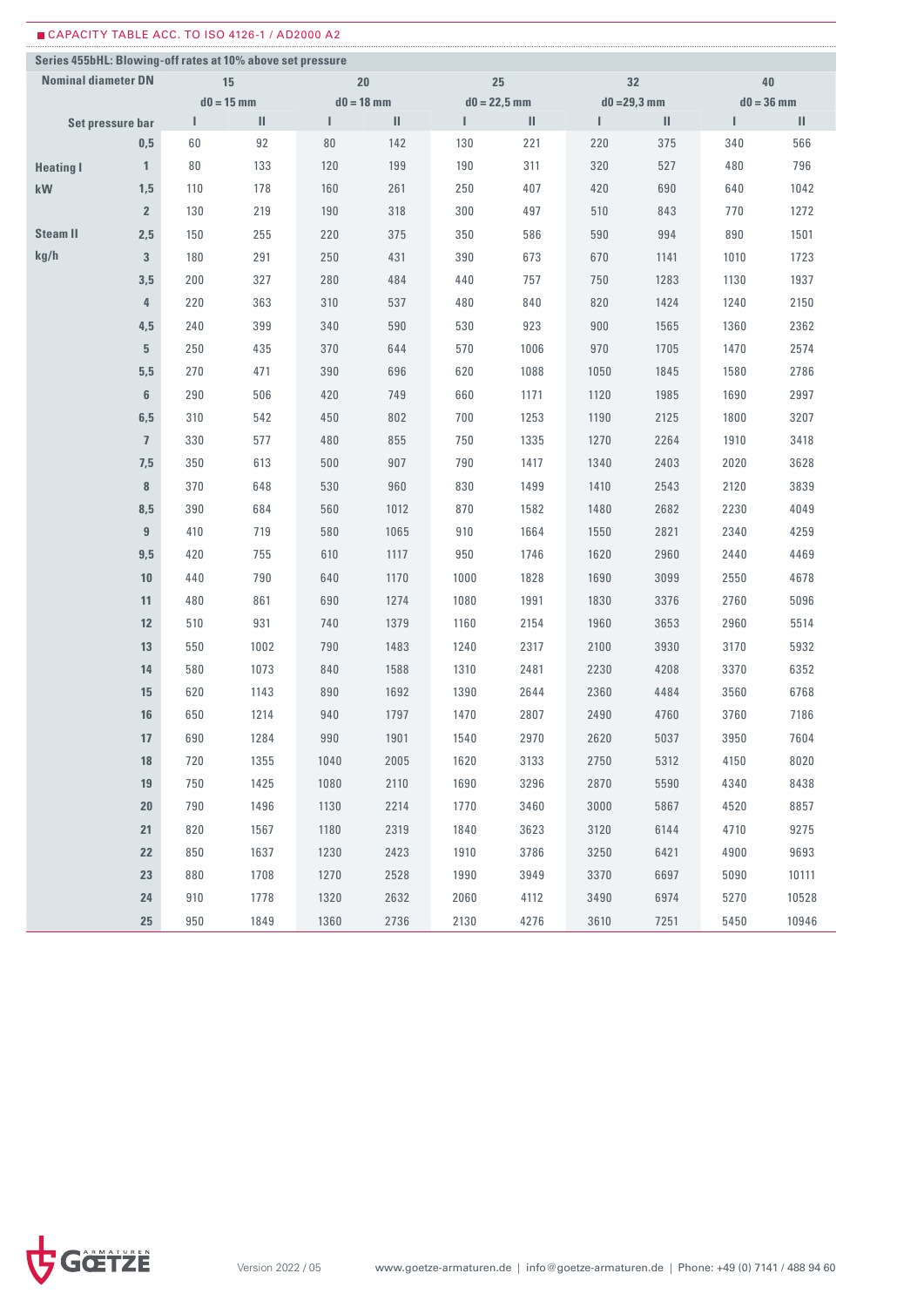CAPACITY TABLE ACC. TO ISO 4126-1 / AD2000 A2

**Series 455bHL: Blowing-off rates at 10% above set pressure**

| Nominal diameter DN | | 15 | | 20 | | 25 | | 32 | | 40 | |
|---|---|---|---|---|---|---|---|---|---|---|---|
| | | d0 = 15 mm | | d0 = 18 mm | | d0 = 22,5 mm | | d0 =29,3 mm | | d0 = 36 mm | |
| | Set pressure bar | I | II | I | II | I | II | I | II | I | II |
| | 0,5 | 60 | 92 | 80 | 142 | 130 | 221 | 220 | 375 | 340 | 566 |
| Heating I | 1 | 80 | 133 | 120 | 199 | 190 | 311 | 320 | 527 | 480 | 796 |
| kW | 1,5 | 110 | 178 | 160 | 261 | 250 | 407 | 420 | 690 | 640 | 1042 |
| | 2 | 130 | 219 | 190 | 318 | 300 | 497 | 510 | 843 | 770 | 1272 |
| Steam II | 2,5 | 150 | 255 | 220 | 375 | 350 | 586 | 590 | 994 | 890 | 1501 |
| kg/h | 3 | 180 | 291 | 250 | 431 | 390 | 673 | 670 | 1141 | 1010 | 1723 |
| | 3,5 | 200 | 327 | 280 | 484 | 440 | 757 | 750 | 1283 | 1130 | 1937 |
| | 4 | 220 | 363 | 310 | 537 | 480 | 840 | 820 | 1424 | 1240 | 2150 |
| | 4,5 | 240 | 399 | 340 | 590 | 530 | 923 | 900 | 1565 | 1360 | 2362 |
| | 5 | 250 | 435 | 370 | 644 | 570 | 1006 | 970 | 1705 | 1470 | 2574 |
| | 5,5 | 270 | 471 | 390 | 696 | 620 | 1088 | 1050 | 1845 | 1580 | 2786 |
| | 6 | 290 | 506 | 420 | 749 | 660 | 1171 | 1120 | 1985 | 1690 | 2997 |
| | 6,5 | 310 | 542 | 450 | 802 | 700 | 1253 | 1190 | 2125 | 1800 | 3207 |
| | 7 | 330 | 577 | 480 | 855 | 750 | 1335 | 1270 | 2264 | 1910 | 3418 |
| | 7,5 | 350 | 613 | 500 | 907 | 790 | 1417 | 1340 | 2403 | 2020 | 3628 |
| | 8 | 370 | 648 | 530 | 960 | 830 | 1499 | 1410 | 2543 | 2120 | 3839 |
| | 8,5 | 390 | 684 | 560 | 1012 | 870 | 1582 | 1480 | 2682 | 2230 | 4049 |
| | 9 | 410 | 719 | 580 | 1065 | 910 | 1664 | 1550 | 2821 | 2340 | 4259 |
| | 9,5 | 420 | 755 | 610 | 1117 | 950 | 1746 | 1620 | 2960 | 2440 | 4469 |
| | 10 | 440 | 790 | 640 | 1170 | 1000 | 1828 | 1690 | 3099 | 2550 | 4678 |
| | 11 | 480 | 861 | 690 | 1274 | 1080 | 1991 | 1830 | 3376 | 2760 | 5096 |
| | 12 | 510 | 931 | 740 | 1379 | 1160 | 2154 | 1960 | 3653 | 2960 | 5514 |
| | 13 | 550 | 1002 | 790 | 1483 | 1240 | 2317 | 2100 | 3930 | 3170 | 5932 |
| | 14 | 580 | 1073 | 840 | 1588 | 1310 | 2481 | 2230 | 4208 | 3370 | 6352 |
| | 15 | 620 | 1143 | 890 | 1692 | 1390 | 2644 | 2360 | 4484 | 3560 | 6768 |
| | 16 | 650 | 1214 | 940 | 1797 | 1470 | 2807 | 2490 | 4760 | 3760 | 7186 |
| | 17 | 690 | 1284 | 990 | 1901 | 1540 | 2970 | 2620 | 5037 | 3950 | 7604 |
| | 18 | 720 | 1355 | 1040 | 2005 | 1620 | 3133 | 2750 | 5312 | 4150 | 8020 |
| | 19 | 750 | 1425 | 1080 | 2110 | 1690 | 3296 | 2870 | 5590 | 4340 | 8438 |
| | 20 | 790 | 1496 | 1130 | 2214 | 1770 | 3460 | 3000 | 5867 | 4520 | 8857 |
| | 21 | 820 | 1567 | 1180 | 2319 | 1840 | 3623 | 3120 | 6144 | 4710 | 9275 |
| | 22 | 850 | 1637 | 1230 | 2423 | 1910 | 3786 | 3250 | 6421 | 4900 | 9693 |
| | 23 | 880 | 1708 | 1270 | 2528 | 1990 | 3949 | 3370 | 6697 | 5090 | 10111 |
| | 24 | 910 | 1778 | 1320 | 2632 | 2060 | 4112 | 3490 | 6974 | 5270 | 10528 |
| | 25 | 950 | 1849 | 1360 | 2736 | 2130 | 4276 | 3610 | 7251 | 5450 | 10946 |

Version 2022 / 05 www.goetze-armaturen.de | info@goetze-armaturen.de | Phone: +49 (0) 7141 / 488 94 60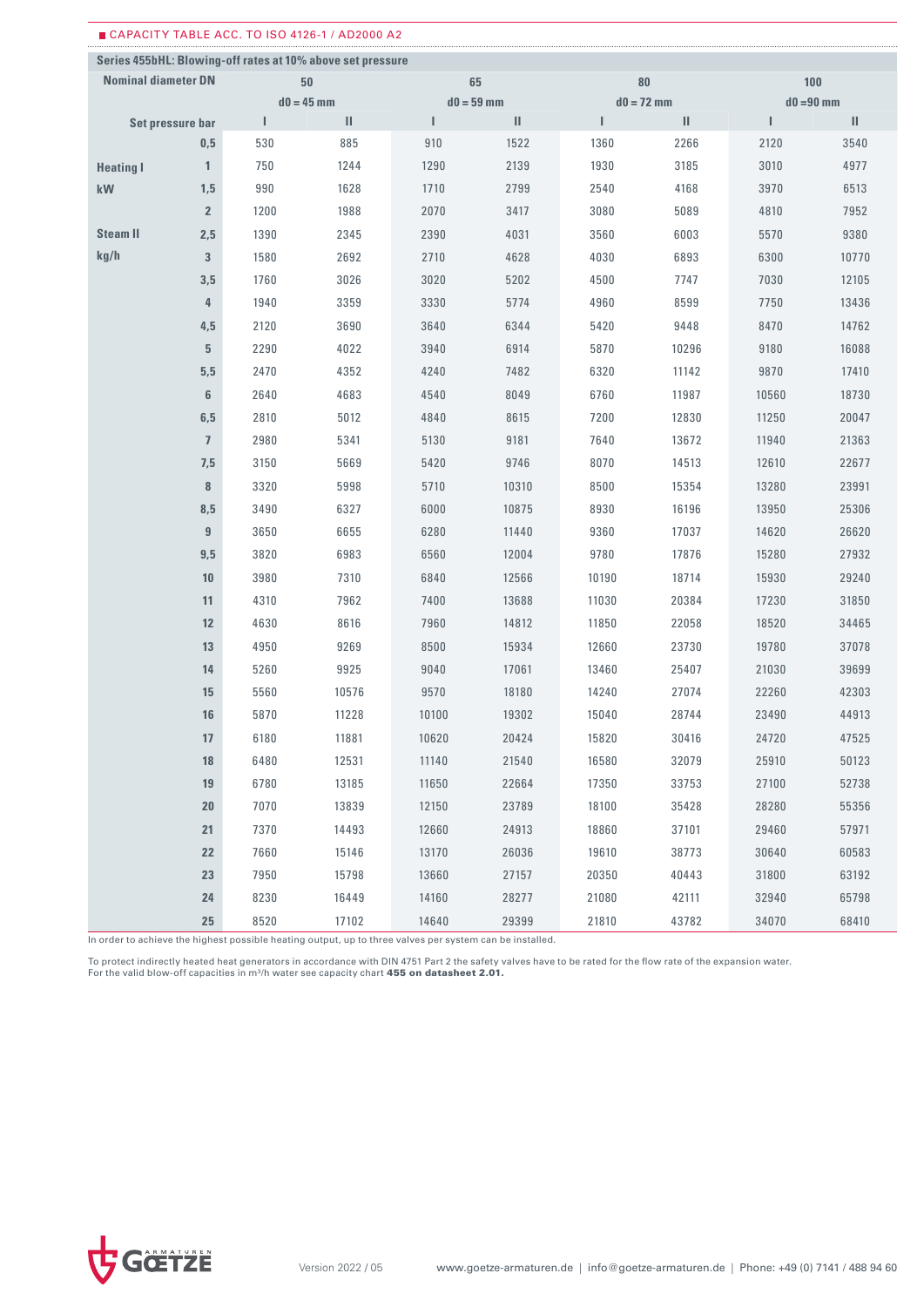## CAPACITY TABLE ACC. TO ISO 4126-1 / AD2000 A2

**Series 455bHL: Blowing-off rates at 10% above set pressure**

| Nominal diameter DN | | 50 | | 65 | | 80 | | 100 | |
|---|---|---|---|---|---|---|---|---|---|
| | | d0 = 45 mm | | d0 = 59 mm | | d0 = 72 mm | | d0 =90 mm | |
| | Set pressure bar | I | II | I | II | I | II | I | II |
| | 0,5 | 530 | 885 | 910 | 1522 | 1360 | 2266 | 2120 | 3540 |
| Heating I | 1 | 750 | 1244 | 1290 | 2139 | 1930 | 3185 | 3010 | 4977 |
| kW | 1,5 | 990 | 1628 | 1710 | 2799 | 2540 | 4168 | 3970 | 6513 |
| | 2 | 1200 | 1988 | 2070 | 3417 | 3080 | 5089 | 4810 | 7952 |
| Steam II | 2,5 | 1390 | 2345 | 2390 | 4031 | 3560 | 6003 | 5570 | 9380 |
| kg/h | 3 | 1580 | 2692 | 2710 | 4628 | 4030 | 6893 | 6300 | 10770 |
| | 3,5 | 1760 | 3026 | 3020 | 5202 | 4500 | 7747 | 7030 | 12105 |
| | 4 | 1940 | 3359 | 3330 | 5774 | 4960 | 8599 | 7750 | 13436 |
| | 4,5 | 2120 | 3690 | 3640 | 6344 | 5420 | 9448 | 8470 | 14762 |
| | 5 | 2290 | 4022 | 3940 | 6914 | 5870 | 10296 | 9180 | 16088 |
| | 5,5 | 2470 | 4352 | 4240 | 7482 | 6320 | 11142 | 9870 | 17410 |
| | 6 | 2640 | 4683 | 4540 | 8049 | 6760 | 11987 | 10560 | 18730 |
| | 6,5 | 2810 | 5012 | 4840 | 8615 | 7200 | 12830 | 11250 | 20047 |
| | 7 | 2980 | 5341 | 5130 | 9181 | 7640 | 13672 | 11940 | 21363 |
| | 7,5 | 3150 | 5669 | 5420 | 9746 | 8070 | 14513 | 12610 | 22677 |
| | 8 | 3320 | 5998 | 5710 | 10310 | 8500 | 15354 | 13280 | 23991 |
| | 8,5 | 3490 | 6327 | 6000 | 10875 | 8930 | 16196 | 13950 | 25306 |
| | 9 | 3650 | 6655 | 6280 | 11440 | 9360 | 17037 | 14620 | 26620 |
| | 9,5 | 3820 | 6983 | 6560 | 12004 | 9780 | 17876 | 15280 | 27932 |
| | 10 | 3980 | 7310 | 6840 | 12566 | 10190 | 18714 | 15930 | 29240 |
| | 11 | 4310 | 7962 | 7400 | 13688 | 11030 | 20384 | 17230 | 31850 |
| | 12 | 4630 | 8616 | 7960 | 14812 | 11850 | 22058 | 18520 | 34465 |
| | 13 | 4950 | 9269 | 8500 | 15934 | 12660 | 23730 | 19780 | 37078 |
| | 14 | 5260 | 9925 | 9040 | 17061 | 13460 | 25407 | 21030 | 39699 |
| | 15 | 5560 | 10576 | 9570 | 18180 | 14240 | 27074 | 22260 | 42303 |
| | 16 | 5870 | 11228 | 10100 | 19302 | 15040 | 28744 | 23490 | 44913 |
| | 17 | 6180 | 11881 | 10620 | 20424 | 15820 | 30416 | 24720 | 47525 |
| | 18 | 6480 | 12531 | 11140 | 21540 | 16580 | 32079 | 25910 | 50123 |
| | 19 | 6780 | 13185 | 11650 | 22664 | 17350 | 33753 | 27100 | 52738 |
| | 20 | 7070 | 13839 | 12150 | 23789 | 18100 | 35428 | 28280 | 55356 |
| | 21 | 7370 | 14493 | 12660 | 24913 | 18860 | 37101 | 29460 | 57971 |
| | 22 | 7660 | 15146 | 13170 | 26036 | 19610 | 38773 | 30640 | 60583 |
| | 23 | 7950 | 15798 | 13660 | 27157 | 20350 | 40443 | 31800 | 63192 |
| | 24 | 8230 | 16449 | 14160 | 28277 | 21080 | 42111 | 32940 | 65798 |
| | 25 | 8520 | 17102 | 14640 | 29399 | 21810 | 43782 | 34070 | 68410 |

In order to achieve the highest possible heating output, up to three valves per system can be installed.

To protect indirectly heated heat generators in accordance with DIN 4751 Part 2 the safety valves have to be rated for the flow rate of the expansion water.
For the valid blow-off capacities in m³/h water see capacity chart **455 on datasheet 2.01.**